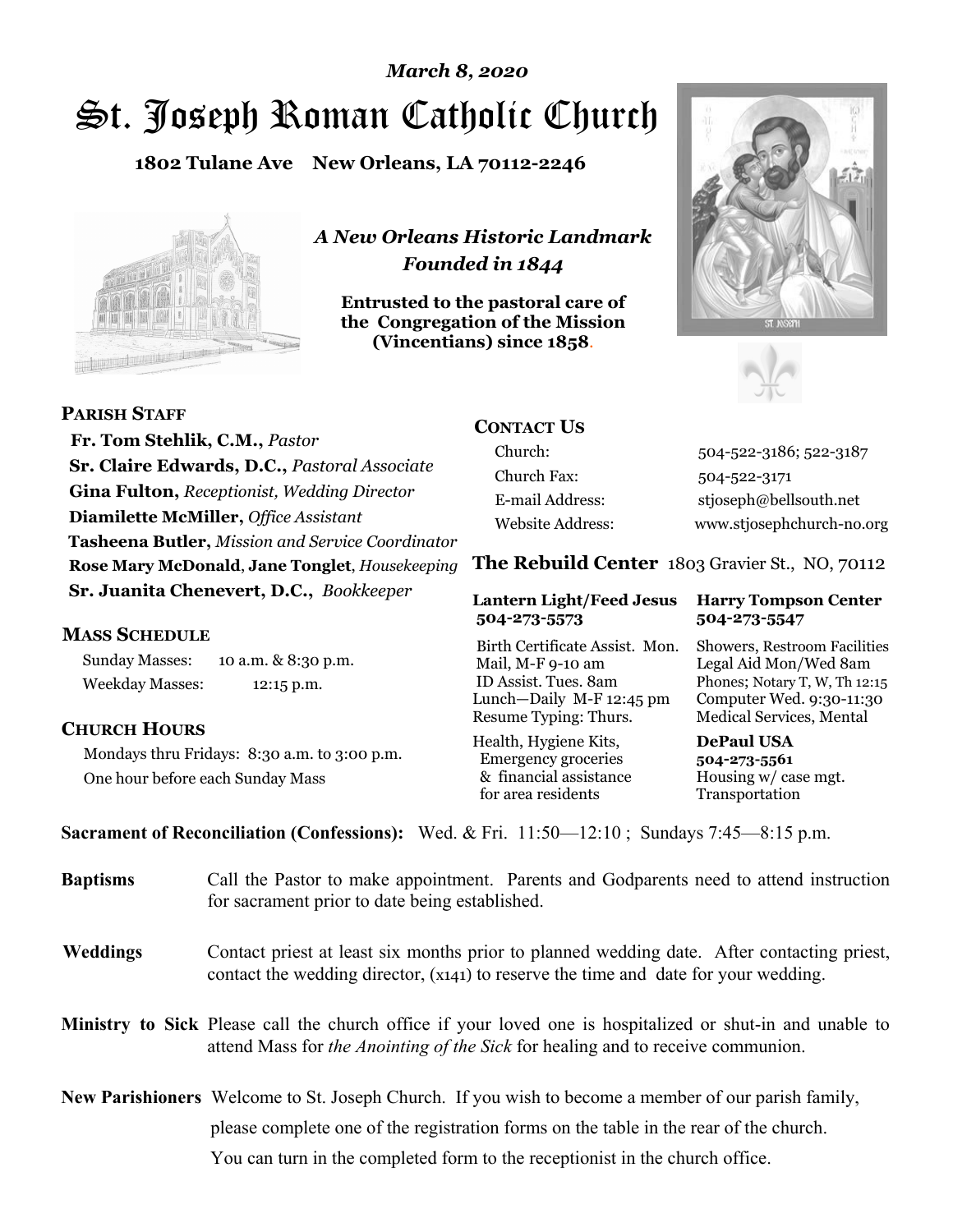*March 8, 2020*

# St. Joseph Roman Catholic Church

**1802 Tulane Ave New Orleans, LA 70112-2246**

*A New Orleans Historic Landmark*
*Founded in 1844*

**Entrusted to the pastoral care of the Congregation of the Mission (Vincentians) since 1858.**

## PARISH STAFF

**Fr. Tom Stehlik, C.M.,** *Pastor*
**Sr. Claire Edwards, D.C.,** *Pastoral Associate*
**Gina Fulton,** *Receptionist, Wedding Director*
**Diamilette McMiller,** *Office Assistant*
**Tasheena Butler,** *Mission and Service Coordinator*
**Rose Mary McDonald**, **Jane Tonglet**, *Housekeeping*
**Sr. Juanita Chenevert, D.C.,** *Bookkeeper*

## MASS SCHEDULE

Sunday Masses: 10 a.m. & 8:30 p.m.
Weekday Masses: 12:15 p.m.

## CHURCH HOURS

Mondays thru Fridays: 8:30 a.m. to 3:00 p.m.
One hour before each Sunday Mass

## CONTACT US

| | |
|---|---|
| Church: | 504-522-3186; 522-3187 |
| Church Fax: | 504-522-3171 |
| E-mail Address: | stjoseph@bellsouth.net |
| Website Address: | www.stjosephchurch-no.org |

## The Rebuild Center 1803 Gravier St., NO, 70112

**Lantern Light/Feed Jesus 504-273-5573**

Birth Certificate Assist. Mon.
Mail, M-F 9-10 am
ID Assist. Tues. 8am
Lunch—Daily M-F 12:45 pm
Resume Typing: Thurs.

Health, Hygiene Kits, Emergency groceries & financial assistance for area residents

**Harry Tompson Center 504-273-5547**

Showers, Restroom Facilities
Legal Aid Mon/Wed 8am
Phones; Notary T, W, Th 12:15
Computer Wed. 9:30-11:30
Medical Services, Mental

**DePaul USA 504-273-5561**

Housing w/ case mgt.
Transportation

**Sacrament of Reconciliation (Confessions):** Wed. & Fri. 11:50—12:10 ; Sundays 7:45—8:15 p.m.

**Baptisms** Call the Pastor to make appointment. Parents and Godparents need to attend instruction for sacrament prior to date being established.

**Weddings** Contact priest at least six months prior to planned wedding date. After contacting priest, contact the wedding director, (x141) to reserve the time and date for your wedding.

**Ministry to Sick** Please call the church office if your loved one is hospitalized or shut-in and unable to attend Mass for *the Anointing of the Sick* for healing and to receive communion.

**New Parishioners** Welcome to St. Joseph Church. If you wish to become a member of our parish family, please complete one of the registration forms on the table in the rear of the church. You can turn in the completed form to the receptionist in the church office.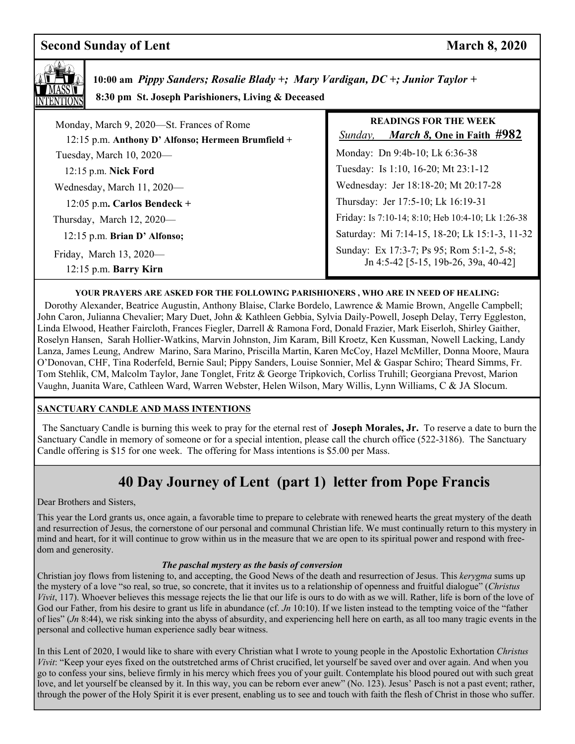## Second Sunday of Lent March 8, 2020

**10:00 am** ***Pippy Sanders; Rosalie Blady +; Mary Vardigan, DC +; Junior Taylor +***

**8:30 pm St. Joseph Parishioners, Living & Deceased**

Monday, March 9, 2020—St. Frances of Rome

12:15 p.m. **Anthony D' Alfonso; Hermeen Brumfield +**

Tuesday, March 10, 2020—

12:15 p.m. **Nick Ford**

Wednesday, March 11, 2020—

12:05 p.m**. Carlos Bendeck +**

Thursday, March 12, 2020—

12:15 p.m. **Brian D' Alfonso;**

Friday, March 13, 2020—

12:15 p.m. **Barry Kirn**

**READINGS FOR THE WEEK**

*Sunday,* ***March 8,*** **One in Faith #982**

Monday: Dn 9:4b-10; Lk 6:36-38

Tuesday: Is 1:10, 16-20; Mt 23:1-12

Wednesday: Jer 18:18-20; Mt 20:17-28

Thursday: Jer 17:5-10; Lk 16:19-31

Friday: Is 7:10-14; 8:10; Heb 10:4-10; Lk 1:26-38

Saturday: Mi 7:14-15, 18-20; Lk 15:1-3, 11-32

Sunday: Ex 17:3-7; Ps 95; Rom 5:1-2, 5-8; Jn 4:5-42 [5-15, 19b-26, 39a, 40-42]

**YOUR PRAYERS ARE ASKED FOR THE FOLLOWING PARISHIONERS , WHO ARE IN NEED OF HEALING:**

Dorothy Alexander, Beatrice Augustin, Anthony Blaise, Clarke Bordelo, Lawrence & Mamie Brown, Angelle Campbell; John Caron, Julianna Chevalier; Mary Duet, John & Kathleen Gebbia, Sylvia Daily-Powell, Joseph Delay, Terry Eggleston, Linda Elwood, Heather Faircloth, Frances Fiegler, Darrell & Ramona Ford, Donald Frazier, Mark Eiserloh, Shirley Gaither, Roselyn Hansen, Sarah Hollier-Watkins, Marvin Johnston, Jim Karam, Bill Kroetz, Ken Kussman, Nowell Lacking, Landy Lanza, James Leung, Andrew Marino, Sara Marino, Priscilla Martin, Karen McCoy, Hazel McMiller, Donna Moore, Maura O'Donovan, CHF, Tina Roderfeld, Bernie Saul; Pippy Sanders, Louise Sonnier, Mel & Gaspar Schiro; Theard Simms, Fr. Tom Stehlik, CM, Malcolm Taylor, Jane Tonglet, Fritz & George Tripkovich, Corliss Truhill; Georgiana Prevost, Marion Vaughn, Juanita Ware, Cathleen Ward, Warren Webster, Helen Wilson, Mary Willis, Lynn Williams, C & JA Slocum.

**SANCTUARY CANDLE AND MASS INTENTIONS**

The Sanctuary Candle is burning this week to pray for the eternal rest of **Joseph Morales, Jr.** To reserve a date to burn the Sanctuary Candle in memory of someone or for a special intention, please call the church office (522-3186). The Sanctuary Candle offering is $15 for one week. The offering for Mass intentions is $5.00 per Mass.

## 40 Day Journey of Lent (part 1) letter from Pope Francis

Dear Brothers and Sisters,

This year the Lord grants us, once again, a favorable time to prepare to celebrate with renewed hearts the great mystery of the death and resurrection of Jesus, the cornerstone of our personal and communal Christian life. We must continually return to this mystery in mind and heart, for it will continue to grow within us in the measure that we are open to its spiritual power and respond with freedom and generosity.

***The paschal mystery as the basis of conversion***

Christian joy flows from listening to, and accepting, the Good News of the death and resurrection of Jesus. This *kerygma* sums up the mystery of a love "so real, so true, so concrete, that it invites us to a relationship of openness and fruitful dialogue" (*Christus Vivit*, 117). Whoever believes this message rejects the lie that our life is ours to do with as we will. Rather, life is born of the love of God our Father, from his desire to grant us life in abundance (cf. *Jn* 10:10). If we listen instead to the tempting voice of the "father of lies" (*Jn* 8:44), we risk sinking into the abyss of absurdity, and experiencing hell here on earth, as all too many tragic events in the personal and collective human experience sadly bear witness.

In this Lent of 2020, I would like to share with every Christian what I wrote to young people in the Apostolic Exhortation *Christus Vivit*: "Keep your eyes fixed on the outstretched arms of Christ crucified, let yourself be saved over and over again. And when you go to confess your sins, believe firmly in his mercy which frees you of your guilt. Contemplate his blood poured out with such great love, and let yourself be cleansed by it. In this way, you can be reborn ever anew" (No. 123). Jesus' Pasch is not a past event; rather, through the power of the Holy Spirit it is ever present, enabling us to see and touch with faith the flesh of Christ in those who suffer.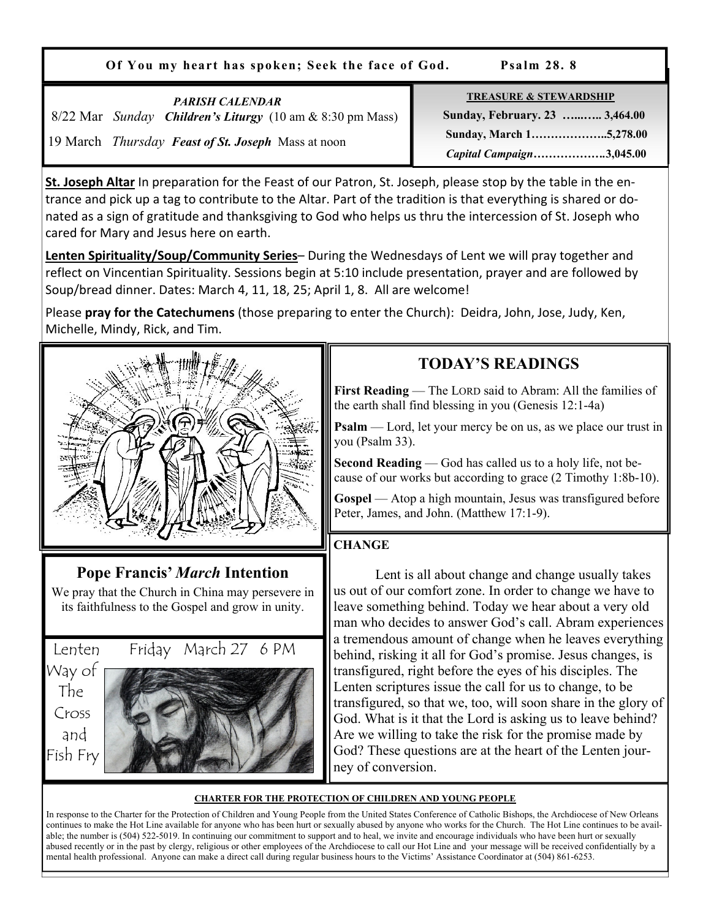**Of You my heart has spoken; Seek the face of God. Psalm 28. 8**

*PARISH CALENDAR*

8/22 Mar *Sunday* ***Children's Liturgy*** (10 am & 8:30 pm Mass)

19 March *Thursday* ***Feast of St. Joseph*** Mass at noon

**TREASURE & STEWARDSHIP**

| | |
|---|---|
| **Sunday, February. 23** | **3,464.00** |
| **Sunday, March 1** | **5,278.00** |
| ***Capital Campaign*** | **3,045.00** |

**St. Joseph Altar** In preparation for the Feast of our Patron, St. Joseph, please stop by the table in the entrance and pick up a tag to contribute to the Altar. Part of the tradition is that everything is shared or donated as a sign of gratitude and thanksgiving to God who helps us thru the intercession of St. Joseph who cared for Mary and Jesus here on earth.

**Lenten Spirituality/Soup/Community Series**– During the Wednesdays of Lent we will pray together and reflect on Vincentian Spirituality. Sessions begin at 5:10 include presentation, prayer and are followed by Soup/bread dinner. Dates: March 4, 11, 18, 25; April 1, 8. All are welcome!

Please **pray for the Catechumens** (those preparing to enter the Church): Deidra, John, Jose, Judy, Ken, Michelle, Mindy, Rick, and Tim.

## TODAY'S READINGS

**First Reading** — The LORD said to Abram: All the families of the earth shall find blessing in you (Genesis 12:1-4a)

**Psalm** — Lord, let your mercy be on us, as we place our trust in you (Psalm 33).

**Second Reading** — God has called us to a holy life, not because of our works but according to grace (2 Timothy 1:8b-10).

**Gospel** — Atop a high mountain, Jesus was transfigured before Peter, James, and John. (Matthew 17:1-9).

## Pope Francis' *March* Intention

We pray that the Church in China may persevere in its faithfulness to the Gospel and grow in unity.

Lenten Way of The Cross and Fish Fry — Friday March 27 6 PM

**CHANGE**

Lent is all about change and change usually takes us out of our comfort zone. In order to change we have to leave something behind. Today we hear about a very old man who decides to answer God's call. Abram experiences a tremendous amount of change when he leaves everything behind, risking it all for God's promise. Jesus changes, is transfigured, right before the eyes of his disciples. The Lenten scriptures issue the call for us to change, to be transfigured, so that we, too, will soon share in the glory of God. What is it that the Lord is asking us to leave behind? Are we willing to take the risk for the promise made by God? These questions are at the heart of the Lenten journey of conversion.

**CHARTER FOR THE PROTECTION OF CHILDREN AND YOUNG PEOPLE**

In response to the Charter for the Protection of Children and Young People from the United States Conference of Catholic Bishops, the Archdiocese of New Orleans continues to make the Hot Line available for anyone who has been hurt or sexually abused by anyone who works for the Church. The Hot Line continues to be available; the number is (504) 522-5019. In continuing our commitment to support and to heal, we invite and encourage individuals who have been hurt or sexually abused recently or in the past by clergy, religious or other employees of the Archdiocese to call our Hot Line and your message will be received confidentially by a mental health professional. Anyone can make a direct call during regular business hours to the Victims' Assistance Coordinator at (504) 861-6253.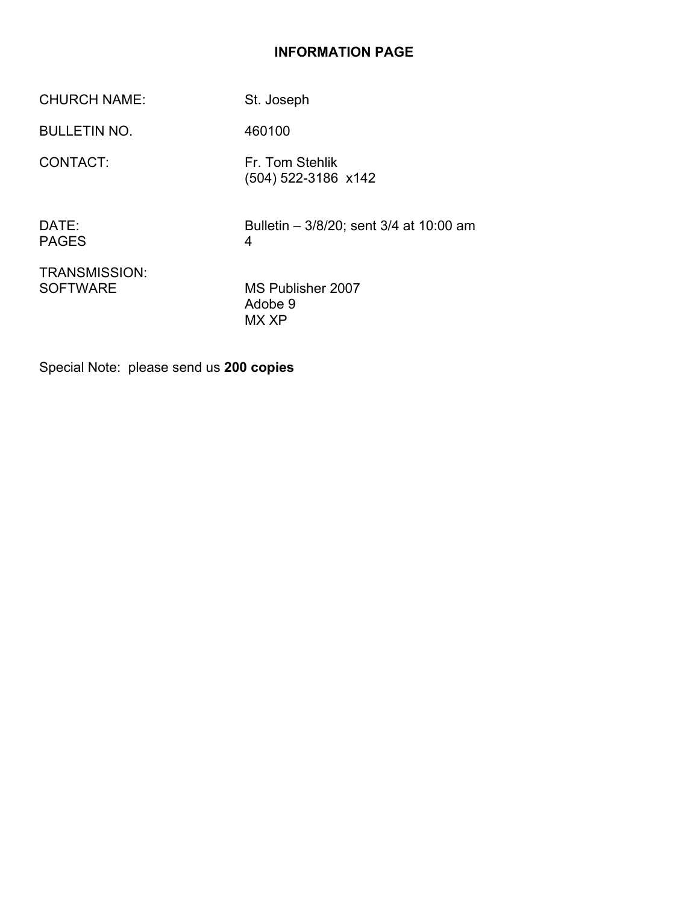# INFORMATION PAGE

| | |
|---|---|
| CHURCH NAME: | St. Joseph |
| BULLETIN NO. | 460100 |
| CONTACT: | Fr. Tom Stehlik<br>(504) 522-3186 x142 |
| DATE: | Bulletin – 3/8/20; sent 3/4 at 10:00 am |
| PAGES | 4 |
| TRANSMISSION:<br>SOFTWARE | MS Publisher 2007<br>Adobe 9<br>MX XP |

Special Note: please send us **200 copies**